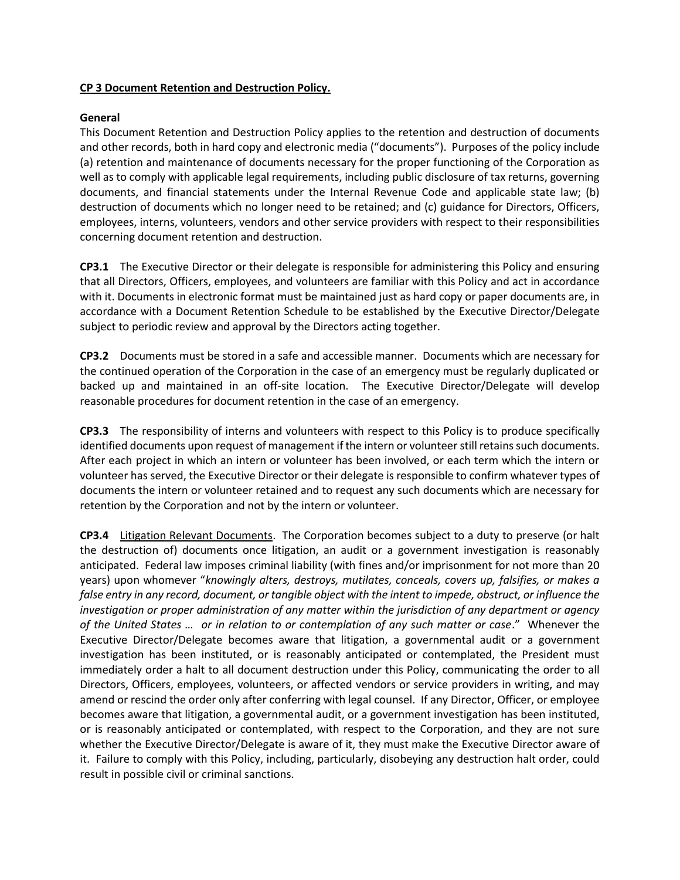**CP 3 Document Retention and Destruction Policy.**

**General**

This Document Retention and Destruction Policy applies to the retention and destruction of documents and other records, both in hard copy and electronic media ("documents"). Purposes of the policy include (a) retention and maintenance of documents necessary for the proper functioning of the Corporation as well as to comply with applicable legal requirements, including public disclosure of tax returns, governing documents, and financial statements under the Internal Revenue Code and applicable state law; (b) destruction of documents which no longer need to be retained; and (c) guidance for Directors, Officers, employees, interns, volunteers, vendors and other service providers with respect to their responsibilities concerning document retention and destruction.

**CP3.1** The Executive Director or their delegate is responsible for administering this Policy and ensuring that all Directors, Officers, employees, and volunteers are familiar with this Policy and act in accordance with it. Documents in electronic format must be maintained just as hard copy or paper documents are, in accordance with a Document Retention Schedule to be established by the Executive Director/Delegate subject to periodic review and approval by the Directors acting together.

**CP3.2** Documents must be stored in a safe and accessible manner. Documents which are necessary for the continued operation of the Corporation in the case of an emergency must be regularly duplicated or backed up and maintained in an off-site location. The Executive Director/Delegate will develop reasonable procedures for document retention in the case of an emergency.

**CP3.3** The responsibility of interns and volunteers with respect to this Policy is to produce specifically identified documents upon request of management if the intern or volunteer still retains such documents. After each project in which an intern or volunteer has been involved, or each term which the intern or volunteer has served, the Executive Director or their delegate is responsible to confirm whatever types of documents the intern or volunteer retained and to request any such documents which are necessary for retention by the Corporation and not by the intern or volunteer.

**CP3.4** <u>Litigation Relevant Documents</u>. The Corporation becomes subject to a duty to preserve (or halt the destruction of) documents once litigation, an audit or a government investigation is reasonably anticipated. Federal law imposes criminal liability (with fines and/or imprisonment for not more than 20 years) upon whomever "*knowingly alters, destroys, mutilates, conceals, covers up, falsifies, or makes a false entry in any record, document, or tangible object with the intent to impede, obstruct, or influence the investigation or proper administration of any matter within the jurisdiction of any department or agency of the United States … or in relation to or contemplation of any such matter or case*." Whenever the Executive Director/Delegate becomes aware that litigation, a governmental audit or a government investigation has been instituted, or is reasonably anticipated or contemplated, the President must immediately order a halt to all document destruction under this Policy, communicating the order to all Directors, Officers, employees, volunteers, or affected vendors or service providers in writing, and may amend or rescind the order only after conferring with legal counsel. If any Director, Officer, or employee becomes aware that litigation, a governmental audit, or a government investigation has been instituted, or is reasonably anticipated or contemplated, with respect to the Corporation, and they are not sure whether the Executive Director/Delegate is aware of it, they must make the Executive Director aware of it. Failure to comply with this Policy, including, particularly, disobeying any destruction halt order, could result in possible civil or criminal sanctions.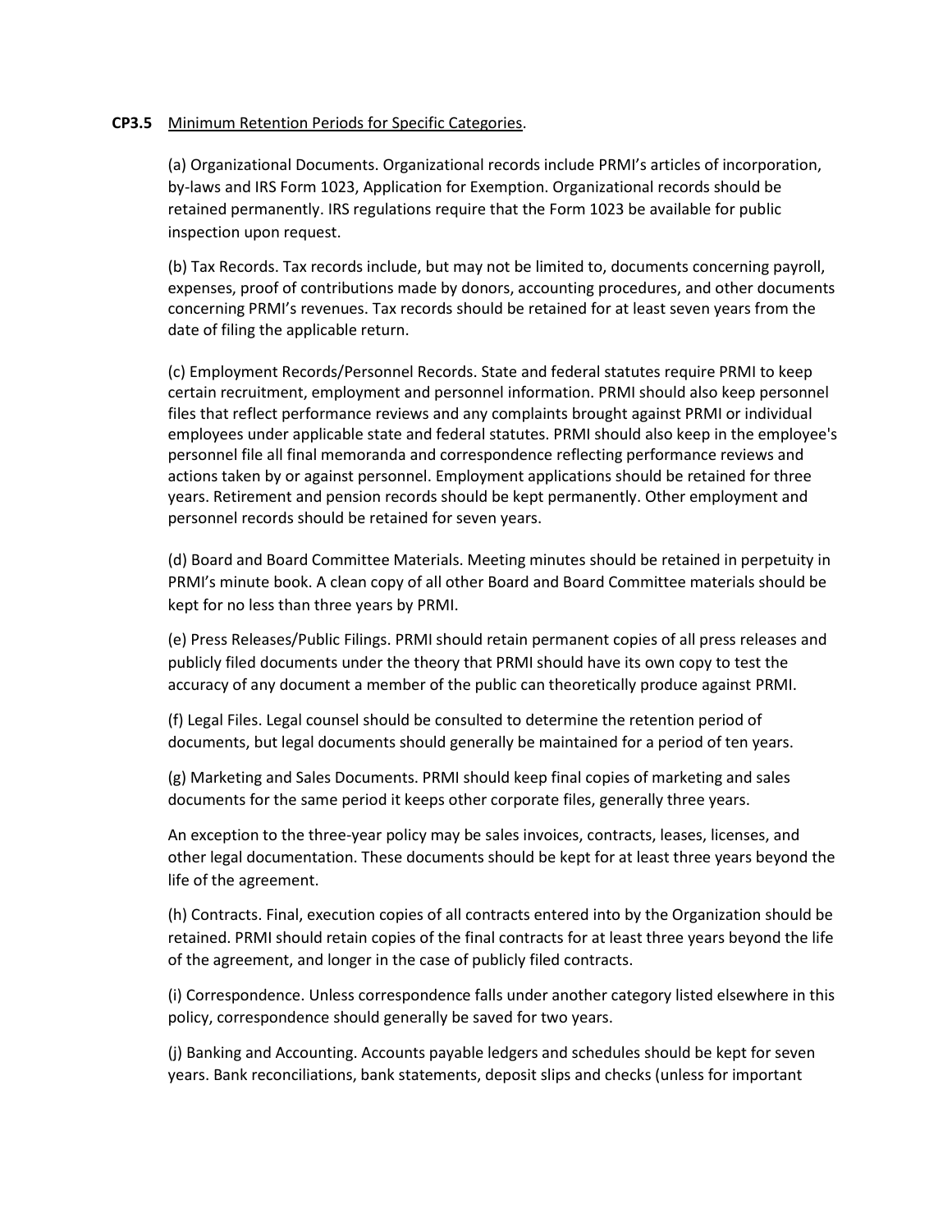**CP3.5** Minimum Retention Periods for Specific Categories.

(a) Organizational Documents. Organizational records include PRMI's articles of incorporation, by-laws and IRS Form 1023, Application for Exemption. Organizational records should be retained permanently. IRS regulations require that the Form 1023 be available for public inspection upon request.

(b) Tax Records. Tax records include, but may not be limited to, documents concerning payroll, expenses, proof of contributions made by donors, accounting procedures, and other documents concerning PRMI's revenues. Tax records should be retained for at least seven years from the date of filing the applicable return.

(c) Employment Records/Personnel Records. State and federal statutes require PRMI to keep certain recruitment, employment and personnel information. PRMI should also keep personnel files that reflect performance reviews and any complaints brought against PRMI or individual employees under applicable state and federal statutes. PRMI should also keep in the employee's personnel file all final memoranda and correspondence reflecting performance reviews and actions taken by or against personnel. Employment applications should be retained for three years. Retirement and pension records should be kept permanently. Other employment and personnel records should be retained for seven years.

(d) Board and Board Committee Materials. Meeting minutes should be retained in perpetuity in PRMI's minute book. A clean copy of all other Board and Board Committee materials should be kept for no less than three years by PRMI.

(e) Press Releases/Public Filings. PRMI should retain permanent copies of all press releases and publicly filed documents under the theory that PRMI should have its own copy to test the accuracy of any document a member of the public can theoretically produce against PRMI.

(f) Legal Files. Legal counsel should be consulted to determine the retention period of documents, but legal documents should generally be maintained for a period of ten years.

(g) Marketing and Sales Documents. PRMI should keep final copies of marketing and sales documents for the same period it keeps other corporate files, generally three years.

An exception to the three-year policy may be sales invoices, contracts, leases, licenses, and other legal documentation. These documents should be kept for at least three years beyond the life of the agreement.

(h) Contracts. Final, execution copies of all contracts entered into by the Organization should be retained. PRMI should retain copies of the final contracts for at least three years beyond the life of the agreement, and longer in the case of publicly filed contracts.

(i) Correspondence. Unless correspondence falls under another category listed elsewhere in this policy, correspondence should generally be saved for two years.

(j) Banking and Accounting. Accounts payable ledgers and schedules should be kept for seven years. Bank reconciliations, bank statements, deposit slips and checks (unless for important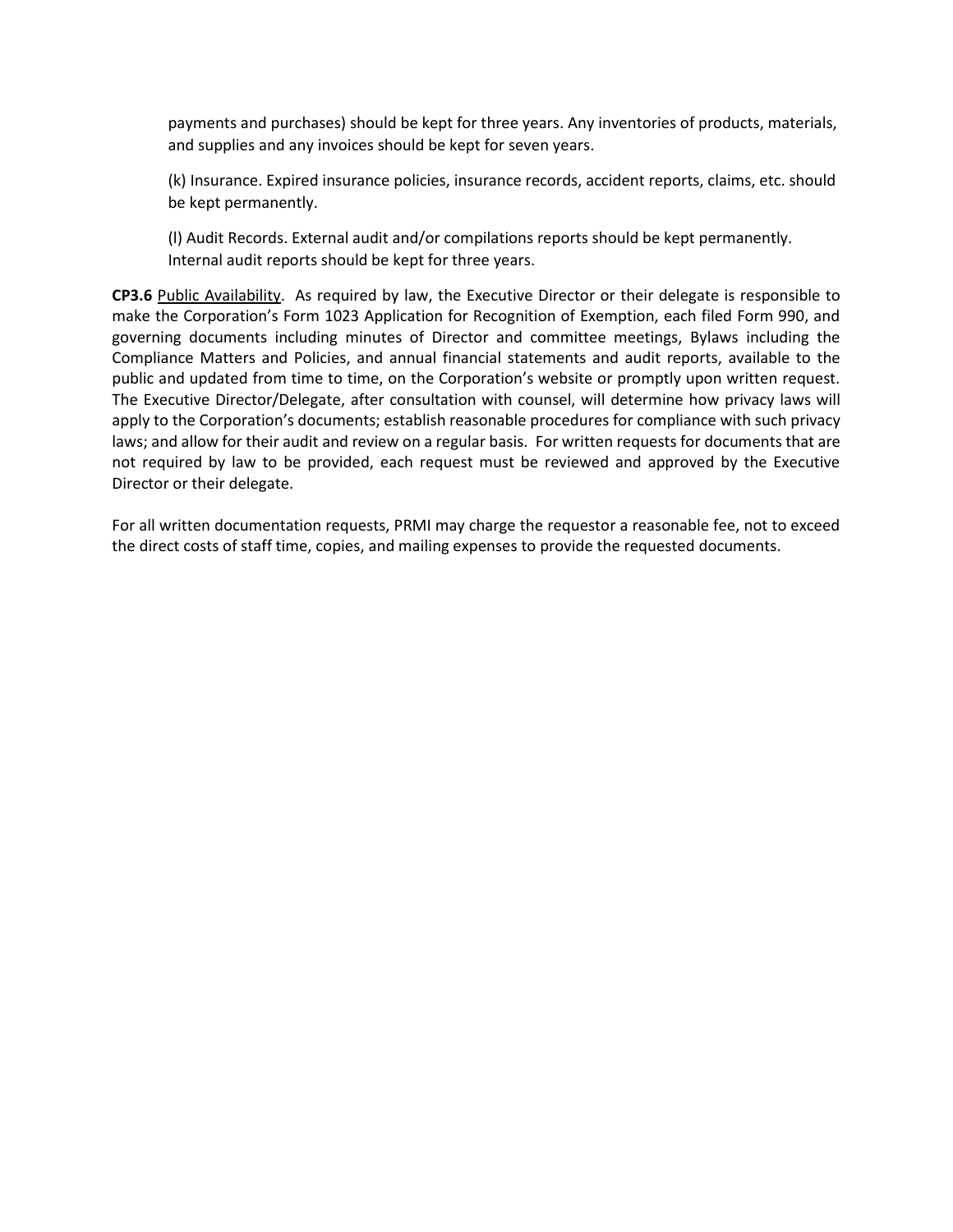payments and purchases) should be kept for three years. Any inventories of products, materials, and supplies and any invoices should be kept for seven years.

(k) Insurance. Expired insurance policies, insurance records, accident reports, claims, etc. should be kept permanently.

(l) Audit Records. External audit and/or compilations reports should be kept permanently. Internal audit reports should be kept for three years.

**CP3.6** Public Availability. As required by law, the Executive Director or their delegate is responsible to make the Corporation's Form 1023 Application for Recognition of Exemption, each filed Form 990, and governing documents including minutes of Director and committee meetings, Bylaws including the Compliance Matters and Policies, and annual financial statements and audit reports, available to the public and updated from time to time, on the Corporation's website or promptly upon written request. The Executive Director/Delegate, after consultation with counsel, will determine how privacy laws will apply to the Corporation's documents; establish reasonable procedures for compliance with such privacy laws; and allow for their audit and review on a regular basis. For written requests for documents that are not required by law to be provided, each request must be reviewed and approved by the Executive Director or their delegate.

For all written documentation requests, PRMI may charge the requestor a reasonable fee, not to exceed the direct costs of staff time, copies, and mailing expenses to provide the requested documents.